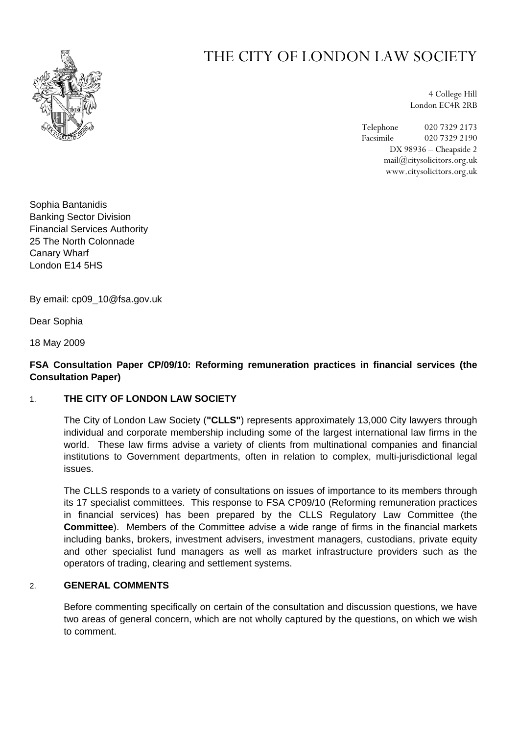# THE CITY OF LONDON LAW SOCIETY

4 College Hill
London EC4R 2RB

Telephone 020 7329 2173
Facsimile 020 7329 2190
DX 98936 – Cheapside 2
mail@citysolicitors.org.uk
www.citysolicitors.org.uk

Sophia Bantanidis
Banking Sector Division
Financial Services Authority
25 The North Colonnade
Canary Wharf
London E14 5HS

By email: cp09_10@fsa.gov.uk

Dear Sophia

18 May 2009

**FSA Consultation Paper CP/09/10: Reforming remuneration practices in financial services (the Consultation Paper)**

## 1. THE CITY OF LONDON LAW SOCIETY

The City of London Law Society (**"CLLS"**) represents approximately 13,000 City lawyers through individual and corporate membership including some of the largest international law firms in the world. These law firms advise a variety of clients from multinational companies and financial institutions to Government departments, often in relation to complex, multi-jurisdictional legal issues.

The CLLS responds to a variety of consultations on issues of importance to its members through its 17 specialist committees. This response to FSA CP09/10 (Reforming remuneration practices in financial services) has been prepared by the CLLS Regulatory Law Committee (the **Committee**). Members of the Committee advise a wide range of firms in the financial markets including banks, brokers, investment advisers, investment managers, custodians, private equity and other specialist fund managers as well as market infrastructure providers such as the operators of trading, clearing and settlement systems.

## 2. GENERAL COMMENTS

Before commenting specifically on certain of the consultation and discussion questions, we have two areas of general concern, which are not wholly captured by the questions, on which we wish to comment.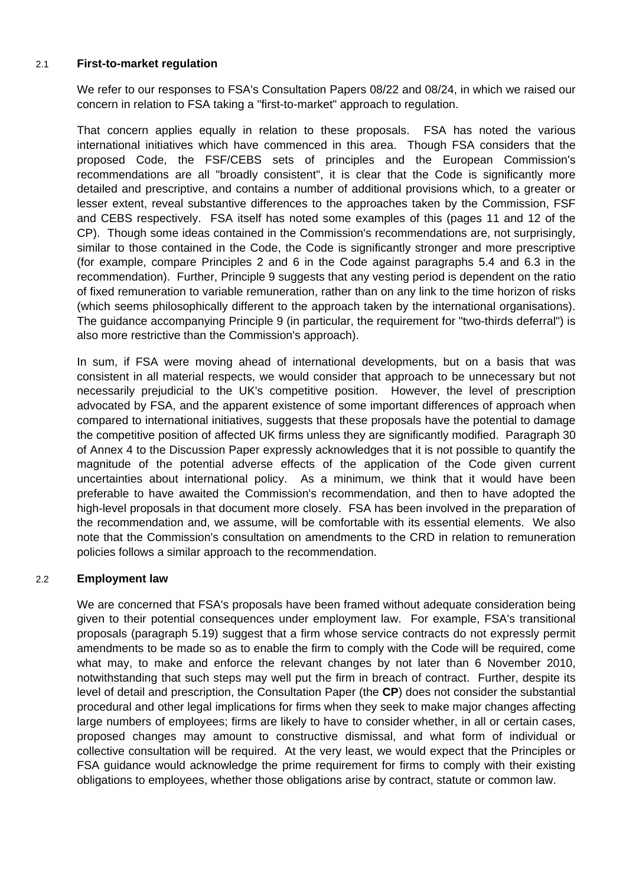### 2.1 First-to-market regulation

We refer to our responses to FSA's Consultation Papers 08/22 and 08/24, in which we raised our concern in relation to FSA taking a "first-to-market" approach to regulation.

That concern applies equally in relation to these proposals. FSA has noted the various international initiatives which have commenced in this area. Though FSA considers that the proposed Code, the FSF/CEBS sets of principles and the European Commission's recommendations are all "broadly consistent", it is clear that the Code is significantly more detailed and prescriptive, and contains a number of additional provisions which, to a greater or lesser extent, reveal substantive differences to the approaches taken by the Commission, FSF and CEBS respectively. FSA itself has noted some examples of this (pages 11 and 12 of the CP). Though some ideas contained in the Commission's recommendations are, not surprisingly, similar to those contained in the Code, the Code is significantly stronger and more prescriptive (for example, compare Principles 2 and 6 in the Code against paragraphs 5.4 and 6.3 in the recommendation). Further, Principle 9 suggests that any vesting period is dependent on the ratio of fixed remuneration to variable remuneration, rather than on any link to the time horizon of risks (which seems philosophically different to the approach taken by the international organisations). The guidance accompanying Principle 9 (in particular, the requirement for "two-thirds deferral") is also more restrictive than the Commission's approach).

In sum, if FSA were moving ahead of international developments, but on a basis that was consistent in all material respects, we would consider that approach to be unnecessary but not necessarily prejudicial to the UK's competitive position. However, the level of prescription advocated by FSA, and the apparent existence of some important differences of approach when compared to international initiatives, suggests that these proposals have the potential to damage the competitive position of affected UK firms unless they are significantly modified. Paragraph 30 of Annex 4 to the Discussion Paper expressly acknowledges that it is not possible to quantify the magnitude of the potential adverse effects of the application of the Code given current uncertainties about international policy. As a minimum, we think that it would have been preferable to have awaited the Commission's recommendation, and then to have adopted the high-level proposals in that document more closely. FSA has been involved in the preparation of the recommendation and, we assume, will be comfortable with its essential elements. We also note that the Commission's consultation on amendments to the CRD in relation to remuneration policies follows a similar approach to the recommendation.

### 2.2 Employment law

We are concerned that FSA's proposals have been framed without adequate consideration being given to their potential consequences under employment law. For example, FSA's transitional proposals (paragraph 5.19) suggest that a firm whose service contracts do not expressly permit amendments to be made so as to enable the firm to comply with the Code will be required, come what may, to make and enforce the relevant changes by not later than 6 November 2010, notwithstanding that such steps may well put the firm in breach of contract. Further, despite its level of detail and prescription, the Consultation Paper (the **CP**) does not consider the substantial procedural and other legal implications for firms when they seek to make major changes affecting large numbers of employees; firms are likely to have to consider whether, in all or certain cases, proposed changes may amount to constructive dismissal, and what form of individual or collective consultation will be required. At the very least, we would expect that the Principles or FSA guidance would acknowledge the prime requirement for firms to comply with their existing obligations to employees, whether those obligations arise by contract, statute or common law.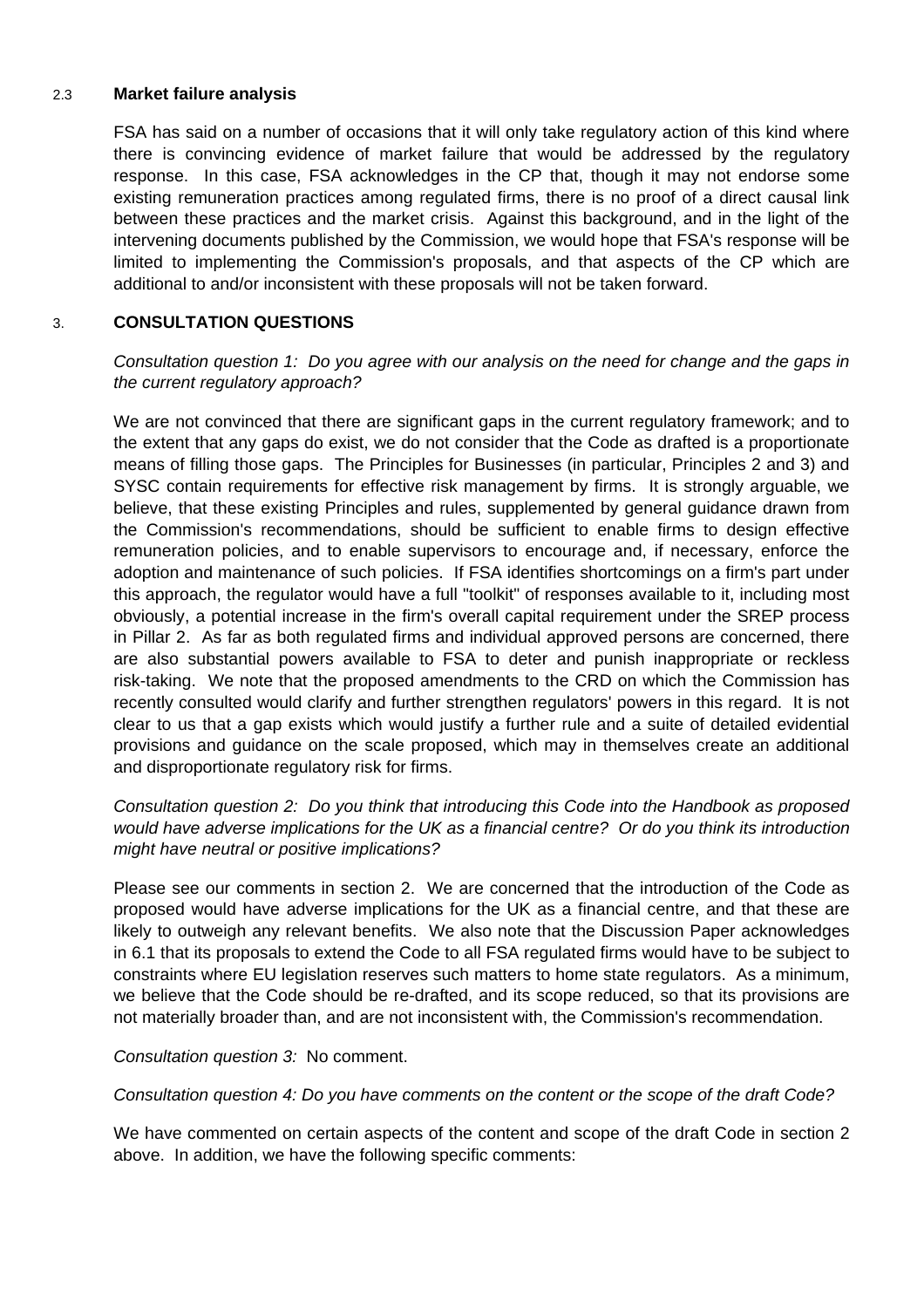### 2.3 **Market failure analysis**

FSA has said on a number of occasions that it will only take regulatory action of this kind where there is convincing evidence of market failure that would be addressed by the regulatory response. In this case, FSA acknowledges in the CP that, though it may not endorse some existing remuneration practices among regulated firms, there is no proof of a direct causal link between these practices and the market crisis. Against this background, and in the light of the intervening documents published by the Commission, we would hope that FSA's response will be limited to implementing the Commission's proposals, and that aspects of the CP which are additional to and/or inconsistent with these proposals will not be taken forward.

## 3. **CONSULTATION QUESTIONS**

*Consultation question 1: Do you agree with our analysis on the need for change and the gaps in the current regulatory approach?*

We are not convinced that there are significant gaps in the current regulatory framework; and to the extent that any gaps do exist, we do not consider that the Code as drafted is a proportionate means of filling those gaps. The Principles for Businesses (in particular, Principles 2 and 3) and SYSC contain requirements for effective risk management by firms. It is strongly arguable, we believe, that these existing Principles and rules, supplemented by general guidance drawn from the Commission's recommendations, should be sufficient to enable firms to design effective remuneration policies, and to enable supervisors to encourage and, if necessary, enforce the adoption and maintenance of such policies. If FSA identifies shortcomings on a firm's part under this approach, the regulator would have a full "toolkit" of responses available to it, including most obviously, a potential increase in the firm's overall capital requirement under the SREP process in Pillar 2. As far as both regulated firms and individual approved persons are concerned, there are also substantial powers available to FSA to deter and punish inappropriate or reckless risk-taking. We note that the proposed amendments to the CRD on which the Commission has recently consulted would clarify and further strengthen regulators' powers in this regard. It is not clear to us that a gap exists which would justify a further rule and a suite of detailed evidential provisions and guidance on the scale proposed, which may in themselves create an additional and disproportionate regulatory risk for firms.

*Consultation question 2: Do you think that introducing this Code into the Handbook as proposed would have adverse implications for the UK as a financial centre? Or do you think its introduction might have neutral or positive implications?*

Please see our comments in section 2. We are concerned that the introduction of the Code as proposed would have adverse implications for the UK as a financial centre, and that these are likely to outweigh any relevant benefits. We also note that the Discussion Paper acknowledges in 6.1 that its proposals to extend the Code to all FSA regulated firms would have to be subject to constraints where EU legislation reserves such matters to home state regulators. As a minimum, we believe that the Code should be re-drafted, and its scope reduced, so that its provisions are not materially broader than, and are not inconsistent with, the Commission's recommendation.

*Consultation question 3:* No comment.

*Consultation question 4: Do you have comments on the content or the scope of the draft Code?*

We have commented on certain aspects of the content and scope of the draft Code in section 2 above. In addition, we have the following specific comments: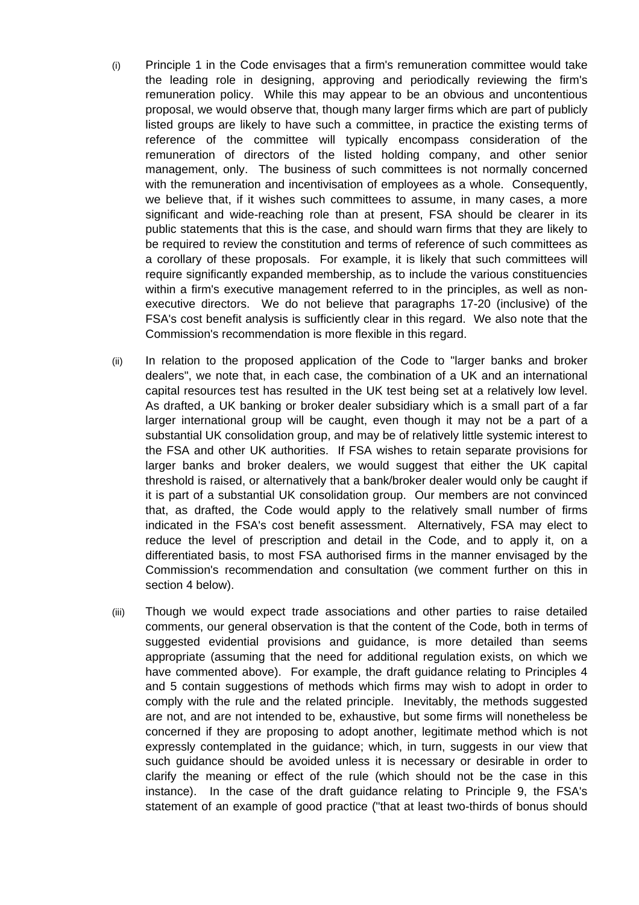(i) Principle 1 in the Code envisages that a firm's remuneration committee would take the leading role in designing, approving and periodically reviewing the firm's remuneration policy. While this may appear to be an obvious and uncontentious proposal, we would observe that, though many larger firms which are part of publicly listed groups are likely to have such a committee, in practice the existing terms of reference of the committee will typically encompass consideration of the remuneration of directors of the listed holding company, and other senior management, only. The business of such committees is not normally concerned with the remuneration and incentivisation of employees as a whole. Consequently, we believe that, if it wishes such committees to assume, in many cases, a more significant and wide-reaching role than at present, FSA should be clearer in its public statements that this is the case, and should warn firms that they are likely to be required to review the constitution and terms of reference of such committees as a corollary of these proposals. For example, it is likely that such committees will require significantly expanded membership, as to include the various constituencies within a firm's executive management referred to in the principles, as well as non-executive directors. We do not believe that paragraphs 17-20 (inclusive) of the FSA's cost benefit analysis is sufficiently clear in this regard. We also note that the Commission's recommendation is more flexible in this regard.

(ii) In relation to the proposed application of the Code to "larger banks and broker dealers", we note that, in each case, the combination of a UK and an international capital resources test has resulted in the UK test being set at a relatively low level. As drafted, a UK banking or broker dealer subsidiary which is a small part of a far larger international group will be caught, even though it may not be a part of a substantial UK consolidation group, and may be of relatively little systemic interest to the FSA and other UK authorities. If FSA wishes to retain separate provisions for larger banks and broker dealers, we would suggest that either the UK capital threshold is raised, or alternatively that a bank/broker dealer would only be caught if it is part of a substantial UK consolidation group. Our members are not convinced that, as drafted, the Code would apply to the relatively small number of firms indicated in the FSA's cost benefit assessment. Alternatively, FSA may elect to reduce the level of prescription and detail in the Code, and to apply it, on a differentiated basis, to most FSA authorised firms in the manner envisaged by the Commission's recommendation and consultation (we comment further on this in section 4 below).

(iii) Though we would expect trade associations and other parties to raise detailed comments, our general observation is that the content of the Code, both in terms of suggested evidential provisions and guidance, is more detailed than seems appropriate (assuming that the need for additional regulation exists, on which we have commented above). For example, the draft guidance relating to Principles 4 and 5 contain suggestions of methods which firms may wish to adopt in order to comply with the rule and the related principle. Inevitably, the methods suggested are not, and are not intended to be, exhaustive, but some firms will nonetheless be concerned if they are proposing to adopt another, legitimate method which is not expressly contemplated in the guidance; which, in turn, suggests in our view that such guidance should be avoided unless it is necessary or desirable in order to clarify the meaning or effect of the rule (which should not be the case in this instance). In the case of the draft guidance relating to Principle 9, the FSA's statement of an example of good practice ("that at least two-thirds of bonus should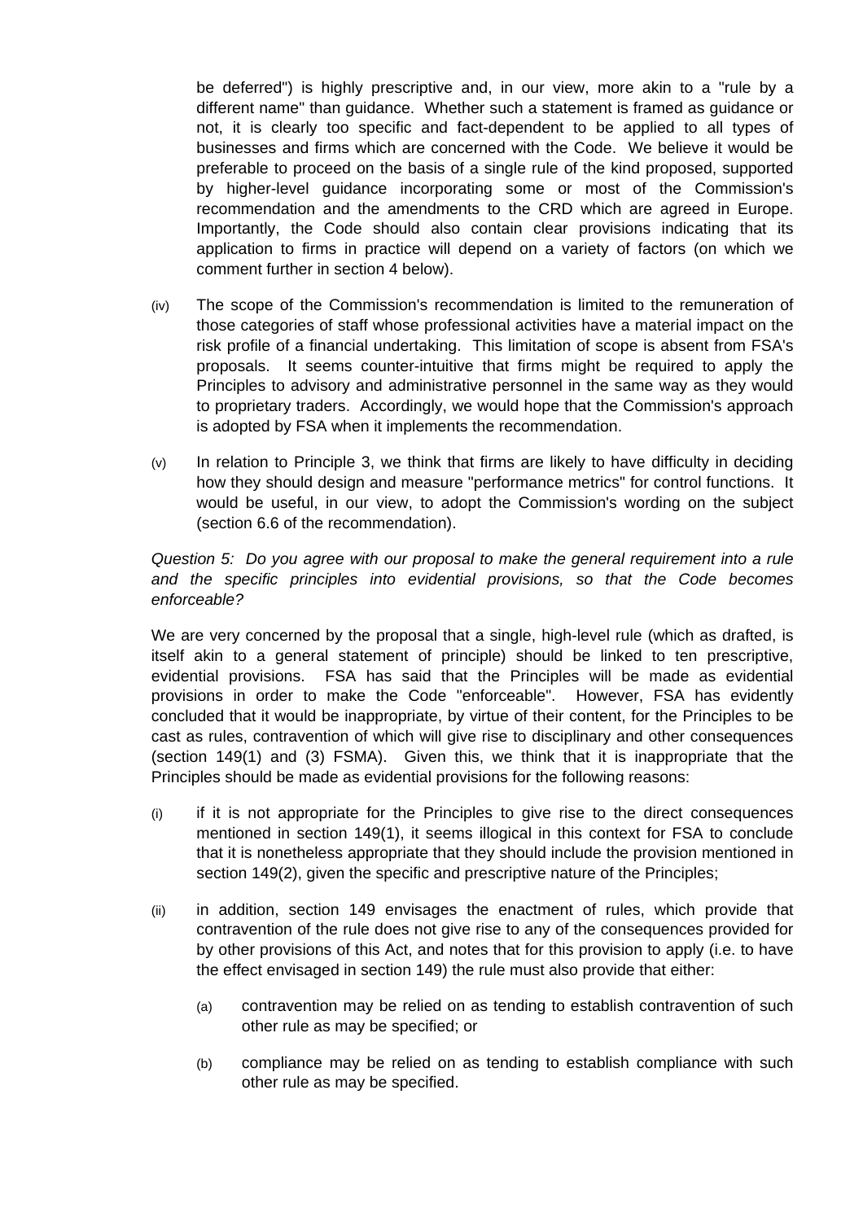be deferred") is highly prescriptive and, in our view, more akin to a "rule by a different name" than guidance. Whether such a statement is framed as guidance or not, it is clearly too specific and fact-dependent to be applied to all types of businesses and firms which are concerned with the Code. We believe it would be preferable to proceed on the basis of a single rule of the kind proposed, supported by higher-level guidance incorporating some or most of the Commission's recommendation and the amendments to the CRD which are agreed in Europe. Importantly, the Code should also contain clear provisions indicating that its application to firms in practice will depend on a variety of factors (on which we comment further in section 4 below).

(iv) The scope of the Commission's recommendation is limited to the remuneration of those categories of staff whose professional activities have a material impact on the risk profile of a financial undertaking. This limitation of scope is absent from FSA's proposals. It seems counter-intuitive that firms might be required to apply the Principles to advisory and administrative personnel in the same way as they would to proprietary traders. Accordingly, we would hope that the Commission's approach is adopted by FSA when it implements the recommendation.

(v) In relation to Principle 3, we think that firms are likely to have difficulty in deciding how they should design and measure "performance metrics" for control functions. It would be useful, in our view, to adopt the Commission's wording on the subject (section 6.6 of the recommendation).

*Question 5: Do you agree with our proposal to make the general requirement into a rule and the specific principles into evidential provisions, so that the Code becomes enforceable?*

We are very concerned by the proposal that a single, high-level rule (which as drafted, is itself akin to a general statement of principle) should be linked to ten prescriptive, evidential provisions. FSA has said that the Principles will be made as evidential provisions in order to make the Code "enforceable". However, FSA has evidently concluded that it would be inappropriate, by virtue of their content, for the Principles to be cast as rules, contravention of which will give rise to disciplinary and other consequences (section 149(1) and (3) FSMA). Given this, we think that it is inappropriate that the Principles should be made as evidential provisions for the following reasons:

(i) if it is not appropriate for the Principles to give rise to the direct consequences mentioned in section 149(1), it seems illogical in this context for FSA to conclude that it is nonetheless appropriate that they should include the provision mentioned in section 149(2), given the specific and prescriptive nature of the Principles;

(ii) in addition, section 149 envisages the enactment of rules, which provide that contravention of the rule does not give rise to any of the consequences provided for by other provisions of this Act, and notes that for this provision to apply (i.e. to have the effect envisaged in section 149) the rule must also provide that either:

   (a) contravention may be relied on as tending to establish contravention of such other rule as may be specified; or

   (b) compliance may be relied on as tending to establish compliance with such other rule as may be specified.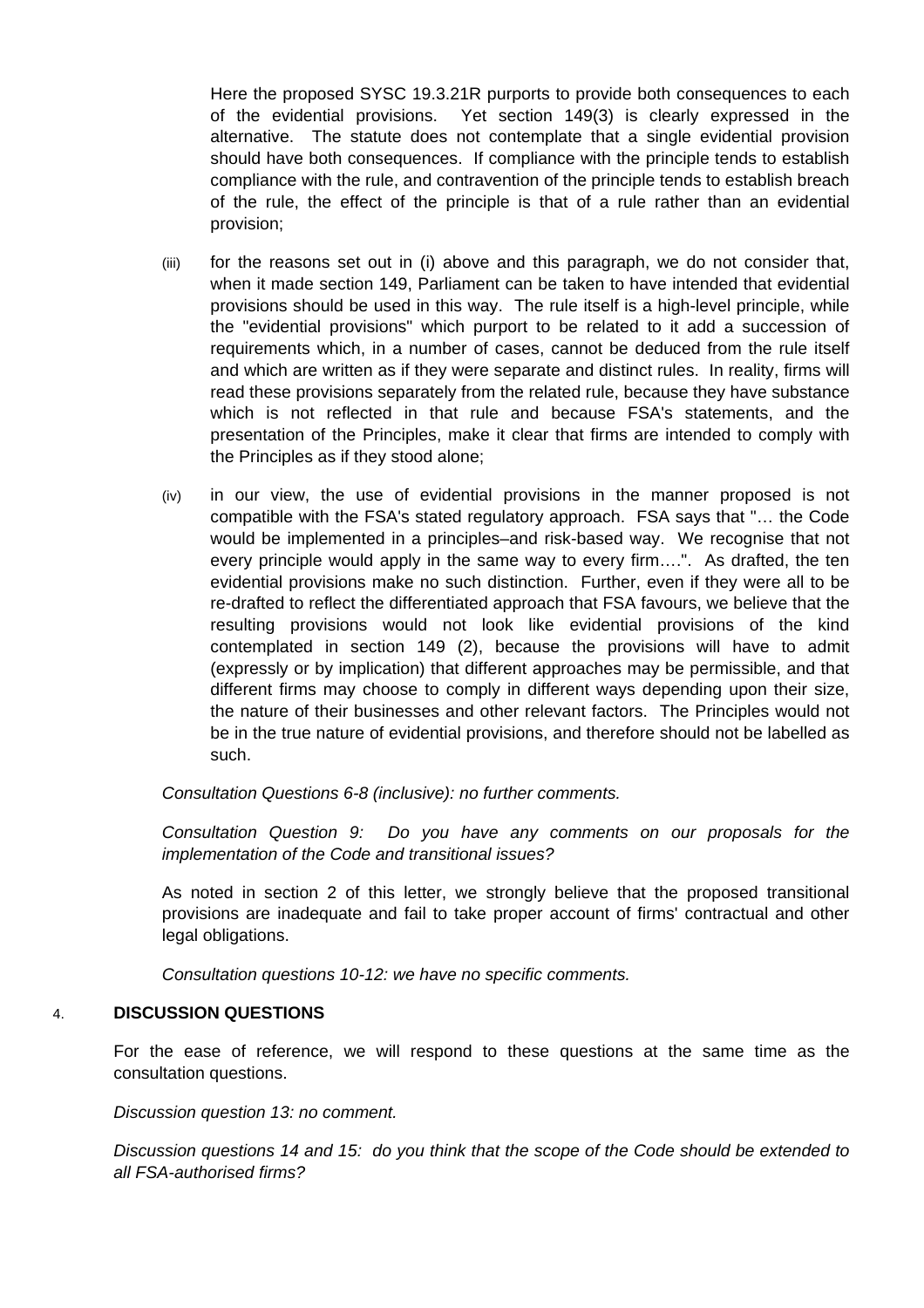Here the proposed SYSC 19.3.21R purports to provide both consequences to each of the evidential provisions. Yet section 149(3) is clearly expressed in the alternative. The statute does not contemplate that a single evidential provision should have both consequences. If compliance with the principle tends to establish compliance with the rule, and contravention of the principle tends to establish breach of the rule, the effect of the principle is that of a rule rather than an evidential provision;

(iii) for the reasons set out in (i) above and this paragraph, we do not consider that, when it made section 149, Parliament can be taken to have intended that evidential provisions should be used in this way. The rule itself is a high-level principle, while the "evidential provisions" which purport to be related to it add a succession of requirements which, in a number of cases, cannot be deduced from the rule itself and which are written as if they were separate and distinct rules. In reality, firms will read these provisions separately from the related rule, because they have substance which is not reflected in that rule and because FSA's statements, and the presentation of the Principles, make it clear that firms are intended to comply with the Principles as if they stood alone;

(iv) in our view, the use of evidential provisions in the manner proposed is not compatible with the FSA's stated regulatory approach. FSA says that "… the Code would be implemented in a principles–and risk-based way. We recognise that not every principle would apply in the same way to every firm….". As drafted, the ten evidential provisions make no such distinction. Further, even if they were all to be re-drafted to reflect the differentiated approach that FSA favours, we believe that the resulting provisions would not look like evidential provisions of the kind contemplated in section 149 (2), because the provisions will have to admit (expressly or by implication) that different approaches may be permissible, and that different firms may choose to comply in different ways depending upon their size, the nature of their businesses and other relevant factors. The Principles would not be in the true nature of evidential provisions, and therefore should not be labelled as such.

*Consultation Questions 6-8 (inclusive): no further comments.*

*Consultation Question 9: Do you have any comments on our proposals for the implementation of the Code and transitional issues?*

As noted in section 2 of this letter, we strongly believe that the proposed transitional provisions are inadequate and fail to take proper account of firms' contractual and other legal obligations.

*Consultation questions 10-12: we have no specific comments.*

## 4. DISCUSSION QUESTIONS

For the ease of reference, we will respond to these questions at the same time as the consultation questions.

*Discussion question 13: no comment.*

*Discussion questions 14 and 15: do you think that the scope of the Code should be extended to all FSA-authorised firms?*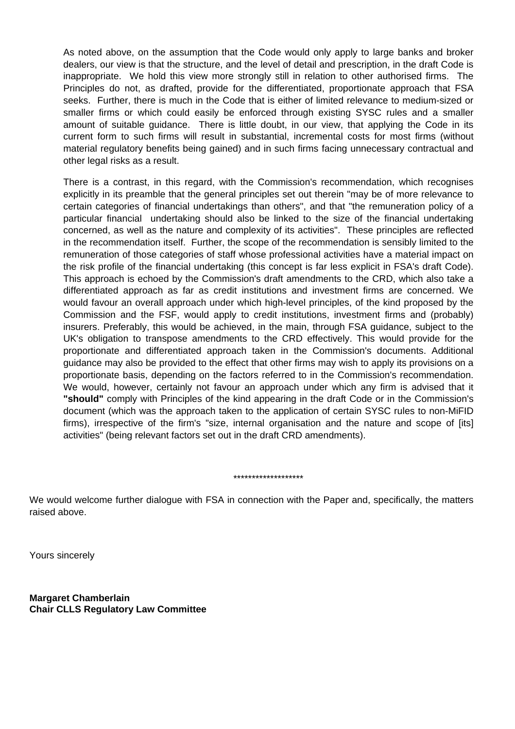As noted above, on the assumption that the Code would only apply to large banks and broker dealers, our view is that the structure, and the level of detail and prescription, in the draft Code is inappropriate. We hold this view more strongly still in relation to other authorised firms. The Principles do not, as drafted, provide for the differentiated, proportionate approach that FSA seeks. Further, there is much in the Code that is either of limited relevance to medium-sized or smaller firms or which could easily be enforced through existing SYSC rules and a smaller amount of suitable guidance. There is little doubt, in our view, that applying the Code in its current form to such firms will result in substantial, incremental costs for most firms (without material regulatory benefits being gained) and in such firms facing unnecessary contractual and other legal risks as a result.

There is a contrast, in this regard, with the Commission's recommendation, which recognises explicitly in its preamble that the general principles set out therein "may be of more relevance to certain categories of financial undertakings than others", and that "the remuneration policy of a particular financial undertaking should also be linked to the size of the financial undertaking concerned, as well as the nature and complexity of its activities". These principles are reflected in the recommendation itself. Further, the scope of the recommendation is sensibly limited to the remuneration of those categories of staff whose professional activities have a material impact on the risk profile of the financial undertaking (this concept is far less explicit in FSA's draft Code). This approach is echoed by the Commission's draft amendments to the CRD, which also take a differentiated approach as far as credit institutions and investment firms are concerned. We would favour an overall approach under which high-level principles, of the kind proposed by the Commission and the FSF, would apply to credit institutions, investment firms and (probably) insurers. Preferably, this would be achieved, in the main, through FSA guidance, subject to the UK's obligation to transpose amendments to the CRD effectively. This would provide for the proportionate and differentiated approach taken in the Commission's documents. Additional guidance may also be provided to the effect that other firms may wish to apply its provisions on a proportionate basis, depending on the factors referred to in the Commission's recommendation. We would, however, certainly not favour an approach under which any firm is advised that it **"should"** comply with Principles of the kind appearing in the draft Code or in the Commission's document (which was the approach taken to the application of certain SYSC rules to non-MiFID firms), irrespective of the firm's "size, internal organisation and the nature and scope of [its] activities" (being relevant factors set out in the draft CRD amendments).

*******************

We would welcome further dialogue with FSA in connection with the Paper and, specifically, the matters raised above.

Yours sincerely

**Margaret Chamberlain**
**Chair CLLS Regulatory Law Committee**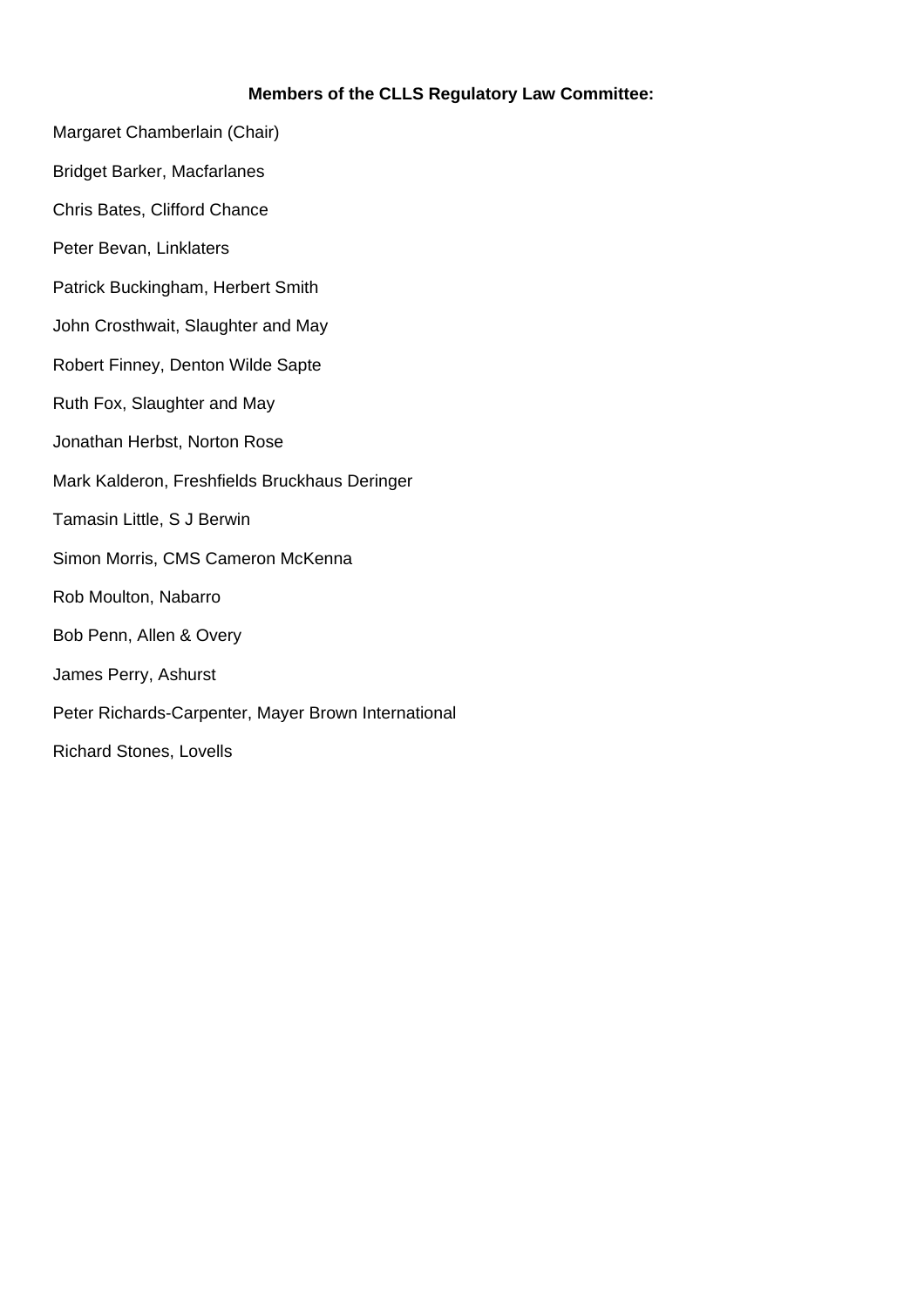**Members of the CLLS Regulatory Law Committee:**

Margaret Chamberlain (Chair)

Bridget Barker, Macfarlanes

Chris Bates, Clifford Chance

Peter Bevan, Linklaters

Patrick Buckingham, Herbert Smith

John Crosthwait, Slaughter and May

Robert Finney, Denton Wilde Sapte

Ruth Fox, Slaughter and May

Jonathan Herbst, Norton Rose

Mark Kalderon, Freshfields Bruckhaus Deringer

Tamasin Little, S J Berwin

Simon Morris, CMS Cameron McKenna

Rob Moulton, Nabarro

Bob Penn, Allen & Overy

James Perry, Ashurst

Peter Richards-Carpenter, Mayer Brown International

Richard Stones, Lovells